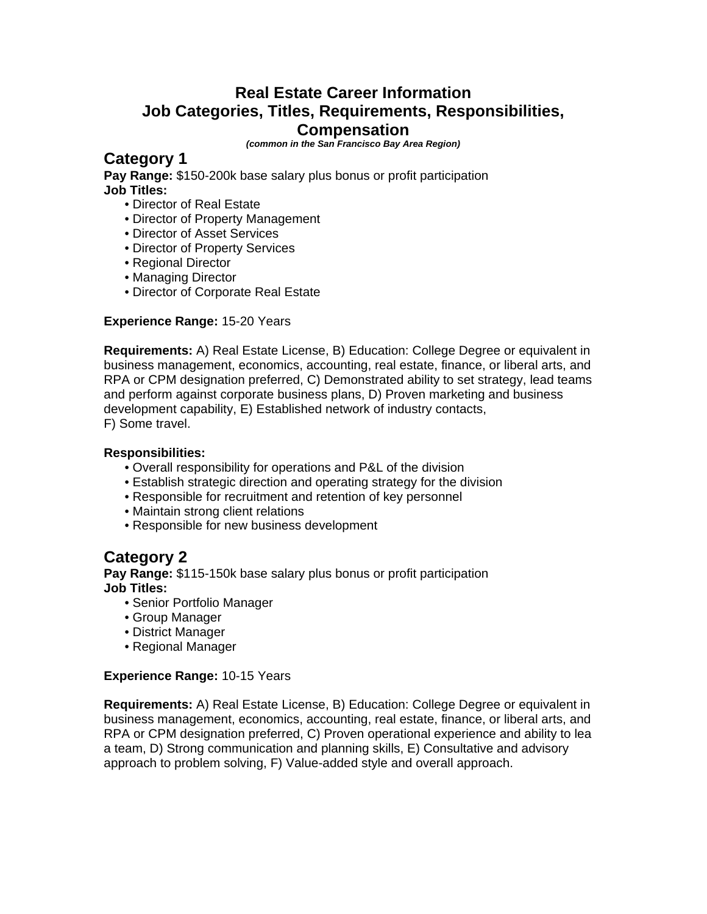# Real Estate Career Information
# Job Categories, Titles, Requirements, Responsibilities, Compensation

***(common in the San Francisco Bay Area Region)***

## Category 1

**Pay Range:** $150-200k base salary plus bonus or profit participation

**Job Titles:**

- Director of Real Estate
- Director of Property Management
- Director of Asset Services
- Director of Property Services
- Regional Director
- Managing Director
- Director of Corporate Real Estate

**Experience Range:** 15-20 Years

**Requirements:** A) Real Estate License, B) Education: College Degree or equivalent in business management, economics, accounting, real estate, finance, or liberal arts, and RPA or CPM designation preferred, C) Demonstrated ability to set strategy, lead teams and perform against corporate business plans, D) Proven marketing and business development capability, E) Established network of industry contacts, F) Some travel.

**Responsibilities:**

- Overall responsibility for operations and P&L of the division
- Establish strategic direction and operating strategy for the division
- Responsible for recruitment and retention of key personnel
- Maintain strong client relations
- Responsible for new business development

## Category 2

**Pay Range:** $115-150k base salary plus bonus or profit participation

**Job Titles:**

- Senior Portfolio Manager
- Group Manager
- District Manager
- Regional Manager

**Experience Range:** 10-15 Years

**Requirements:** A) Real Estate License, B) Education: College Degree or equivalent in business management, economics, accounting, real estate, finance, or liberal arts, and RPA or CPM designation preferred, C) Proven operational experience and ability to lea a team, D) Strong communication and planning skills, E) Consultative and advisory approach to problem solving, F) Value-added style and overall approach.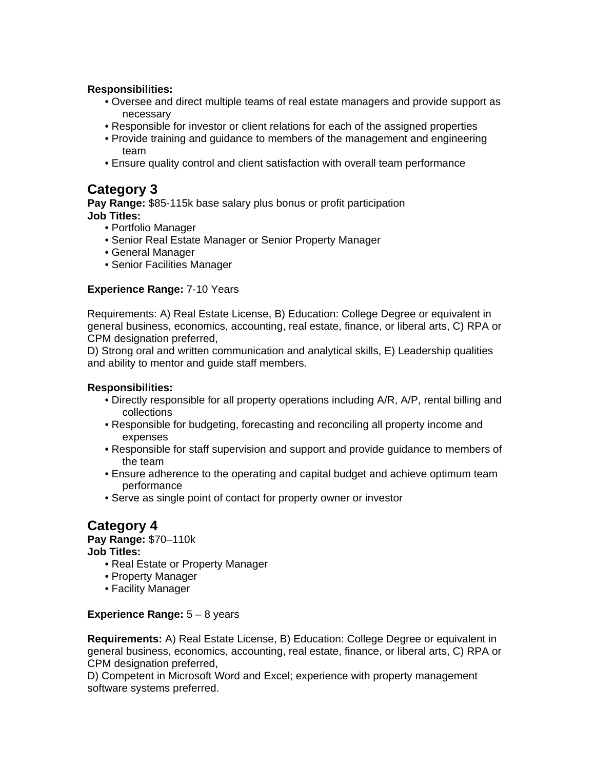**Responsibilities:**

- Oversee and direct multiple teams of real estate managers and provide support as necessary
- Responsible for investor or client relations for each of the assigned properties
- Provide training and guidance to members of the management and engineering team
- Ensure quality control and client satisfaction with overall team performance

## Category 3

**Pay Range:** $85-115k base salary plus bonus or profit participation
**Job Titles:**

- Portfolio Manager
- Senior Real Estate Manager or Senior Property Manager
- General Manager
- Senior Facilities Manager

**Experience Range:** 7-10 Years

Requirements: A) Real Estate License, B) Education: College Degree or equivalent in general business, economics, accounting, real estate, finance, or liberal arts, C) RPA or CPM designation preferred,
D) Strong oral and written communication and analytical skills, E) Leadership qualities and ability to mentor and guide staff members.

**Responsibilities:**

- Directly responsible for all property operations including A/R, A/P, rental billing and collections
- Responsible for budgeting, forecasting and reconciling all property income and expenses
- Responsible for staff supervision and support and provide guidance to members of the team
- Ensure adherence to the operating and capital budget and achieve optimum team performance
- Serve as single point of contact for property owner or investor

## Category 4

**Pay Range:** $70–110k
**Job Titles:**

- Real Estate or Property Manager
- Property Manager
- Facility Manager

**Experience Range:** 5 – 8 years

**Requirements:** A) Real Estate License, B) Education: College Degree or equivalent in general business, economics, accounting, real estate, finance, or liberal arts, C) RPA or CPM designation preferred,
D) Competent in Microsoft Word and Excel; experience with property management software systems preferred.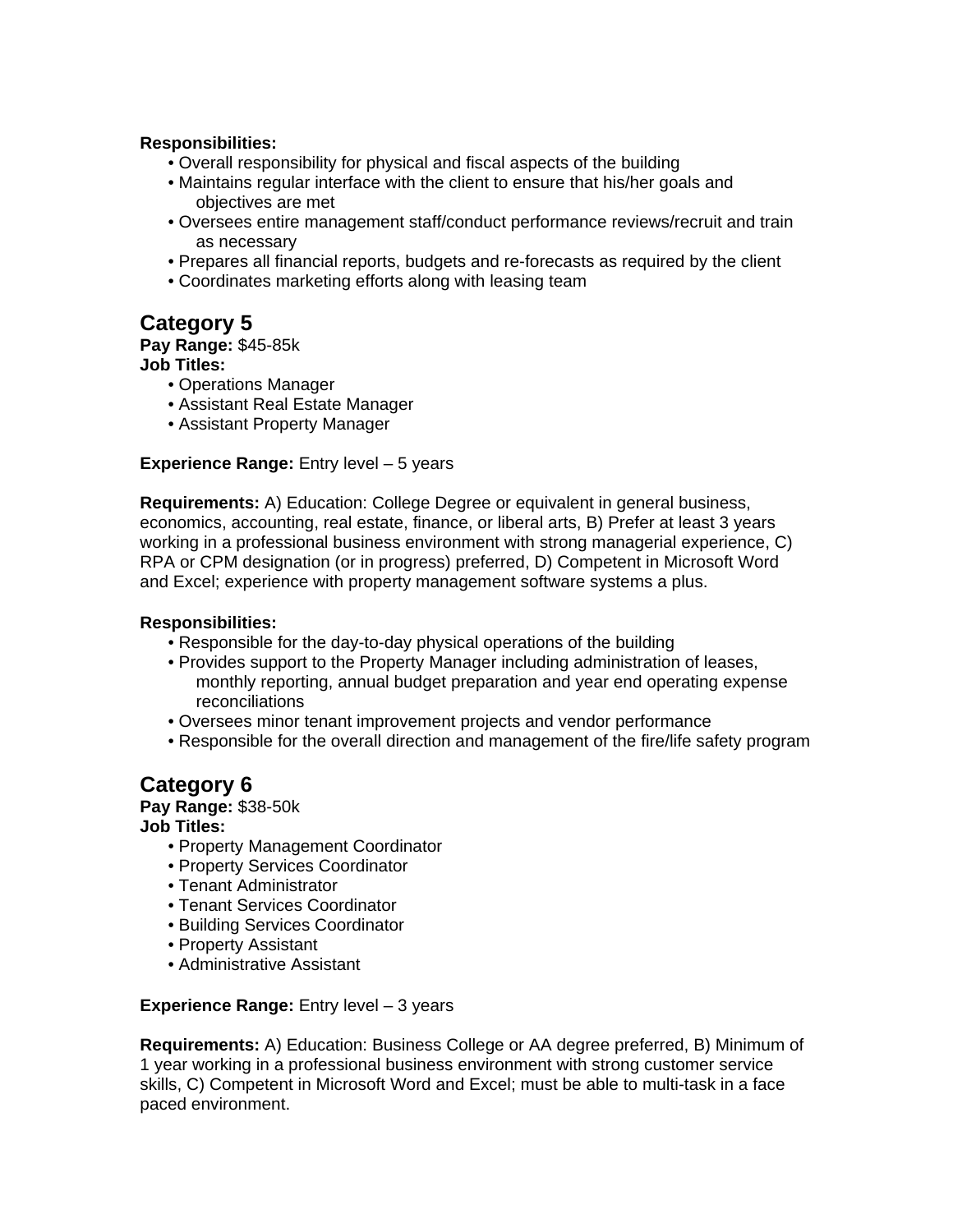**Responsibilities:**

- Overall responsibility for physical and fiscal aspects of the building
- Maintains regular interface with the client to ensure that his/her goals and objectives are met
- Oversees entire management staff/conduct performance reviews/recruit and train as necessary
- Prepares all financial reports, budgets and re-forecasts as required by the client
- Coordinates marketing efforts along with leasing team

## Category 5

**Pay Range:** $45-85k
**Job Titles:**

- Operations Manager
- Assistant Real Estate Manager
- Assistant Property Manager

**Experience Range:** Entry level – 5 years

**Requirements:** A) Education: College Degree or equivalent in general business, economics, accounting, real estate, finance, or liberal arts, B) Prefer at least 3 years working in a professional business environment with strong managerial experience, C) RPA or CPM designation (or in progress) preferred, D) Competent in Microsoft Word and Excel; experience with property management software systems a plus.

**Responsibilities:**

- Responsible for the day-to-day physical operations of the building
- Provides support to the Property Manager including administration of leases, monthly reporting, annual budget preparation and year end operating expense reconciliations
- Oversees minor tenant improvement projects and vendor performance
- Responsible for the overall direction and management of the fire/life safety program

## Category 6

**Pay Range:** $38-50k
**Job Titles:**

- Property Management Coordinator
- Property Services Coordinator
- Tenant Administrator
- Tenant Services Coordinator
- Building Services Coordinator
- Property Assistant
- Administrative Assistant

**Experience Range:** Entry level – 3 years

**Requirements:** A) Education: Business College or AA degree preferred, B) Minimum of 1 year working in a professional business environment with strong customer service skills, C) Competent in Microsoft Word and Excel; must be able to multi-task in a face paced environment.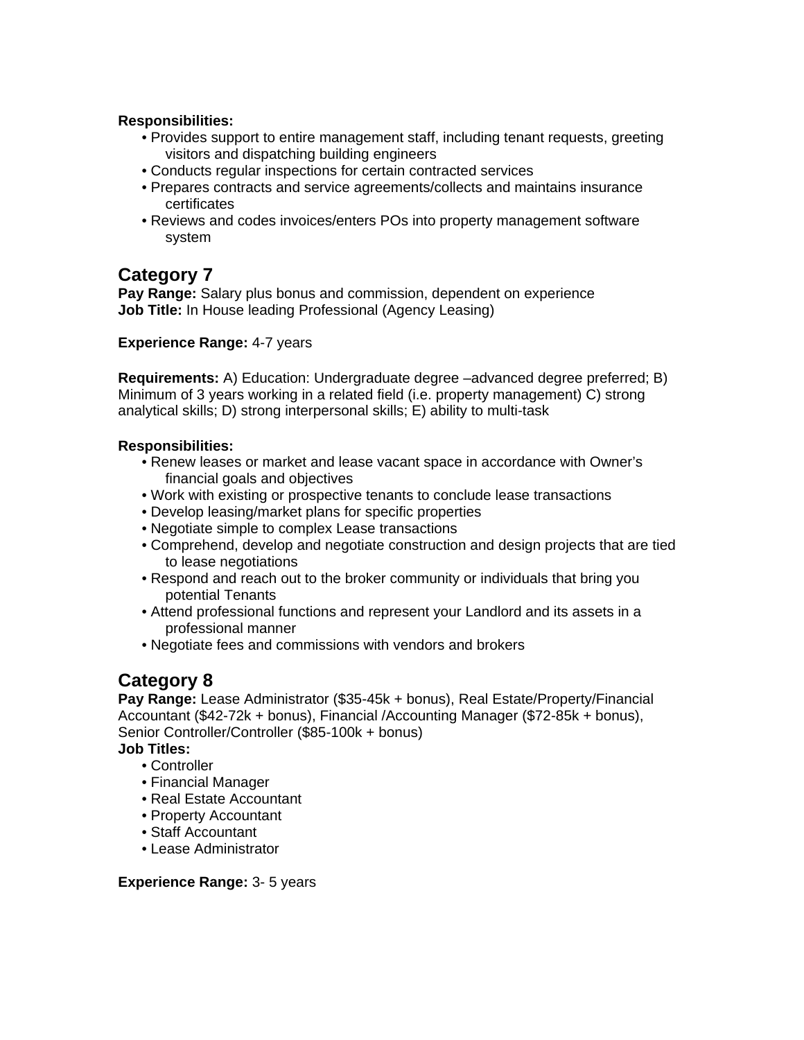**Responsibilities:**

- Provides support to entire management staff, including tenant requests, greeting visitors and dispatching building engineers
- Conducts regular inspections for certain contracted services
- Prepares contracts and service agreements/collects and maintains insurance certificates
- Reviews and codes invoices/enters POs into property management software system

## Category 7

**Pay Range:** Salary plus bonus and commission, dependent on experience
**Job Title:** In House leading Professional (Agency Leasing)

**Experience Range:** 4-7 years

**Requirements:** A) Education: Undergraduate degree –advanced degree preferred; B) Minimum of 3 years working in a related field (i.e. property management) C) strong analytical skills; D) strong interpersonal skills; E) ability to multi-task

**Responsibilities:**

- Renew leases or market and lease vacant space in accordance with Owner's financial goals and objectives
- Work with existing or prospective tenants to conclude lease transactions
- Develop leasing/market plans for specific properties
- Negotiate simple to complex Lease transactions
- Comprehend, develop and negotiate construction and design projects that are tied to lease negotiations
- Respond and reach out to the broker community or individuals that bring you potential Tenants
- Attend professional functions and represent your Landlord and its assets in a professional manner
- Negotiate fees and commissions with vendors and brokers

## Category 8

**Pay Range:** Lease Administrator ($35-45k + bonus), Real Estate/Property/Financial Accountant ($42-72k + bonus), Financial /Accounting Manager ($72-85k + bonus), Senior Controller/Controller ($85-100k + bonus)
**Job Titles:**

- Controller
- Financial Manager
- Real Estate Accountant
- Property Accountant
- Staff Accountant
- Lease Administrator

**Experience Range:** 3- 5 years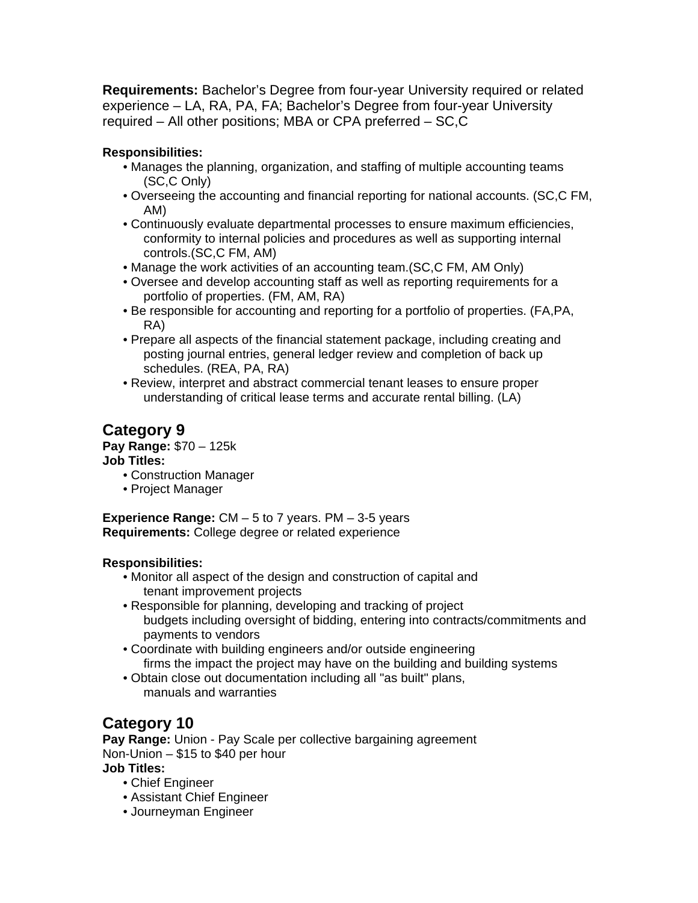**Requirements:** Bachelor's Degree from four-year University required or related experience – LA, RA, PA, FA; Bachelor's Degree from four-year University required – All other positions; MBA or CPA preferred – SC,C

**Responsibilities:**

- Manages the planning, organization, and staffing of multiple accounting teams (SC,C Only)
- Overseeing the accounting and financial reporting for national accounts. (SC,C FM, AM)
- Continuously evaluate departmental processes to ensure maximum efficiencies, conformity to internal policies and procedures as well as supporting internal controls.(SC,C FM, AM)
- Manage the work activities of an accounting team.(SC,C FM, AM Only)
- Oversee and develop accounting staff as well as reporting requirements for a portfolio of properties. (FM, AM, RA)
- Be responsible for accounting and reporting for a portfolio of properties. (FA,PA, RA)
- Prepare all aspects of the financial statement package, including creating and posting journal entries, general ledger review and completion of back up schedules. (REA, PA, RA)
- Review, interpret and abstract commercial tenant leases to ensure proper understanding of critical lease terms and accurate rental billing. (LA)

## Category 9

**Pay Range:** $70 – 125k
**Job Titles:**

- Construction Manager
- Project Manager

**Experience Range:** CM – 5 to 7 years. PM – 3-5 years
**Requirements:** College degree or related experience

**Responsibilities:**

- Monitor all aspect of the design and construction of capital and tenant improvement projects
- Responsible for planning, developing and tracking of project budgets including oversight of bidding, entering into contracts/commitments and payments to vendors
- Coordinate with building engineers and/or outside engineering firms the impact the project may have on the building and building systems
- Obtain close out documentation including all "as built" plans, manuals and warranties

## Category 10

**Pay Range:** Union - Pay Scale per collective bargaining agreement
Non-Union – $15 to $40 per hour
**Job Titles:**

- Chief Engineer
- Assistant Chief Engineer
- Journeyman Engineer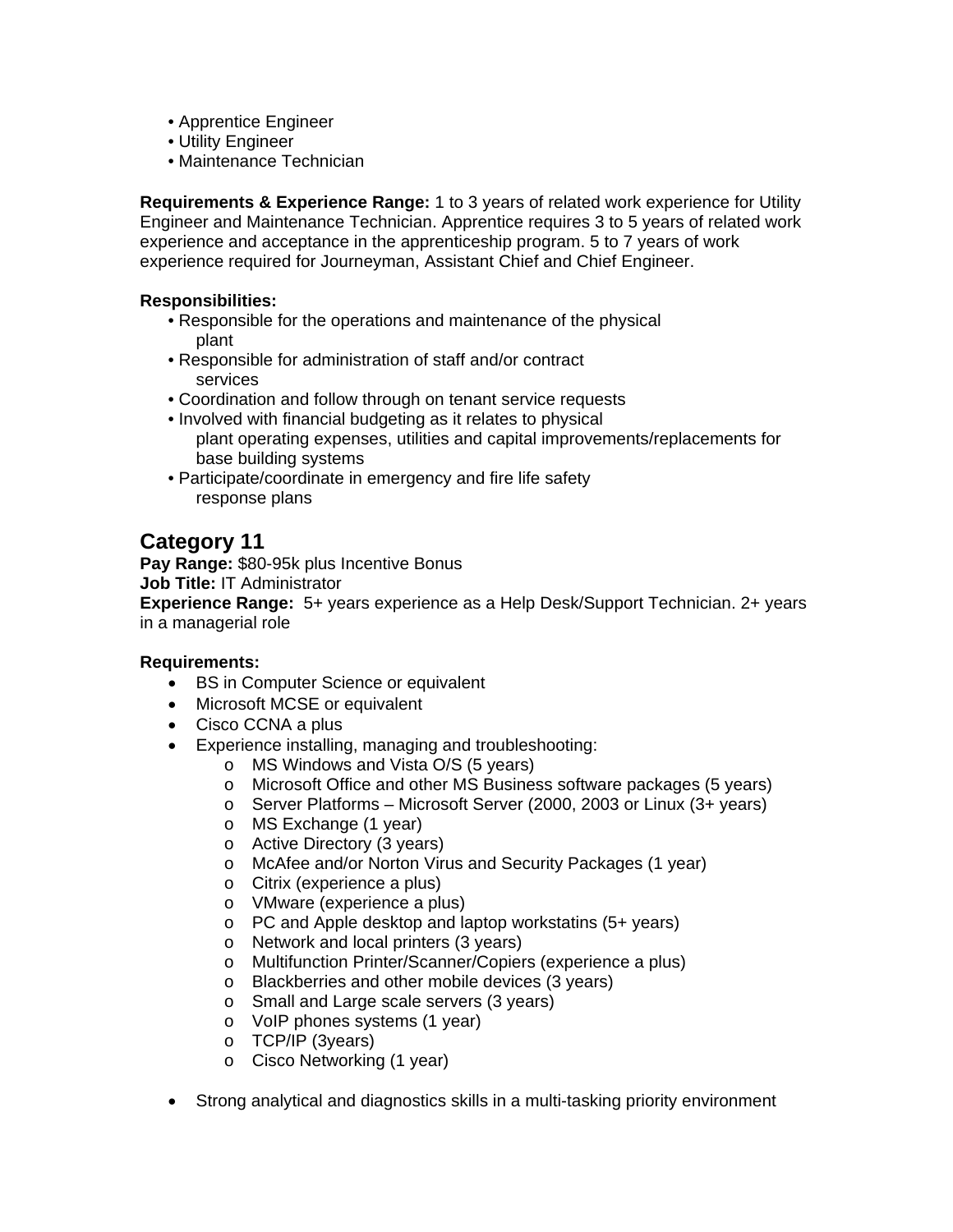- Apprentice Engineer
- Utility Engineer
- Maintenance Technician

**Requirements & Experience Range:** 1 to 3 years of related work experience for Utility Engineer and Maintenance Technician. Apprentice requires 3 to 5 years of related work experience and acceptance in the apprenticeship program. 5 to 7 years of work experience required for Journeyman, Assistant Chief and Chief Engineer.

**Responsibilities:**

- Responsible for the operations and maintenance of the physical plant
- Responsible for administration of staff and/or contract services
- Coordination and follow through on tenant service requests
- Involved with financial budgeting as it relates to physical plant operating expenses, utilities and capital improvements/replacements for base building systems
- Participate/coordinate in emergency and fire life safety response plans

## Category 11

**Pay Range:** $80-95k plus Incentive Bonus
**Job Title:** IT Administrator
**Experience Range:** 5+ years experience as a Help Desk/Support Technician. 2+ years in a managerial role

**Requirements:**

- BS in Computer Science or equivalent
- Microsoft MCSE or equivalent
- Cisco CCNA a plus
- Experience installing, managing and troubleshooting:
  - MS Windows and Vista O/S (5 years)
  - Microsoft Office and other MS Business software packages (5 years)
  - Server Platforms – Microsoft Server (2000, 2003 or Linux (3+ years)
  - MS Exchange (1 year)
  - Active Directory (3 years)
  - McAfee and/or Norton Virus and Security Packages (1 year)
  - Citrix (experience a plus)
  - VMware (experience a plus)
  - PC and Apple desktop and laptop workstatins (5+ years)
  - Network and local printers (3 years)
  - Multifunction Printer/Scanner/Copiers (experience a plus)
  - Blackberries and other mobile devices (3 years)
  - Small and Large scale servers (3 years)
  - VoIP phones systems (1 year)
  - TCP/IP (3years)
  - Cisco Networking (1 year)

- Strong analytical and diagnostics skills in a multi-tasking priority environment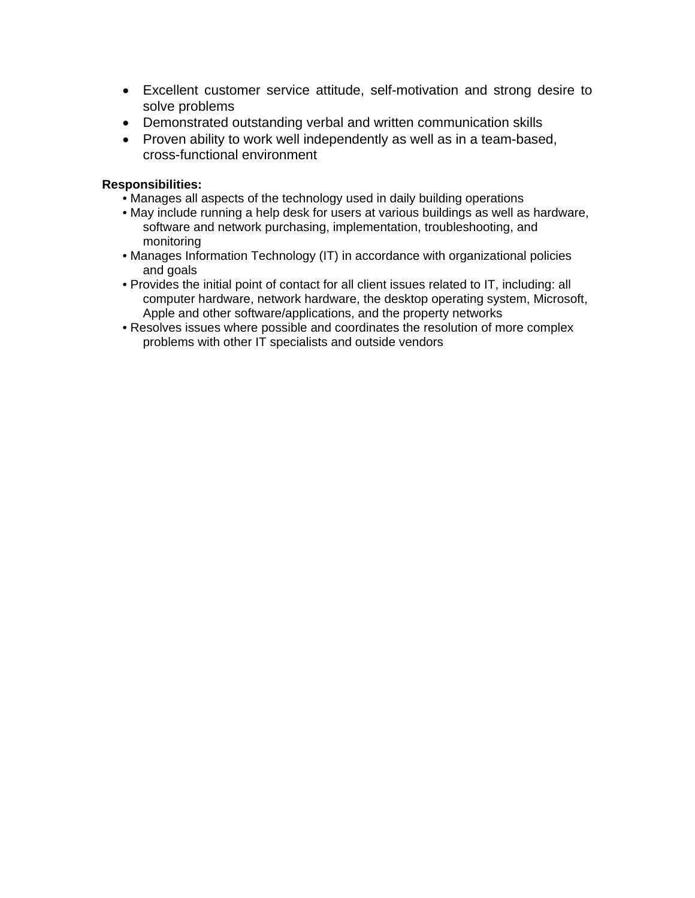- Excellent customer service attitude, self-motivation and strong desire to solve problems
- Demonstrated outstanding verbal and written communication skills
- Proven ability to work well independently as well as in a team-based, cross-functional environment

**Responsibilities:**

- Manages all aspects of the technology used in daily building operations
- May include running a help desk for users at various buildings as well as hardware, software and network purchasing, implementation, troubleshooting, and monitoring
- Manages Information Technology (IT) in accordance with organizational policies and goals
- Provides the initial point of contact for all client issues related to IT, including: all computer hardware, network hardware, the desktop operating system, Microsoft, Apple and other software/applications, and the property networks
- Resolves issues where possible and coordinates the resolution of more complex problems with other IT specialists and outside vendors